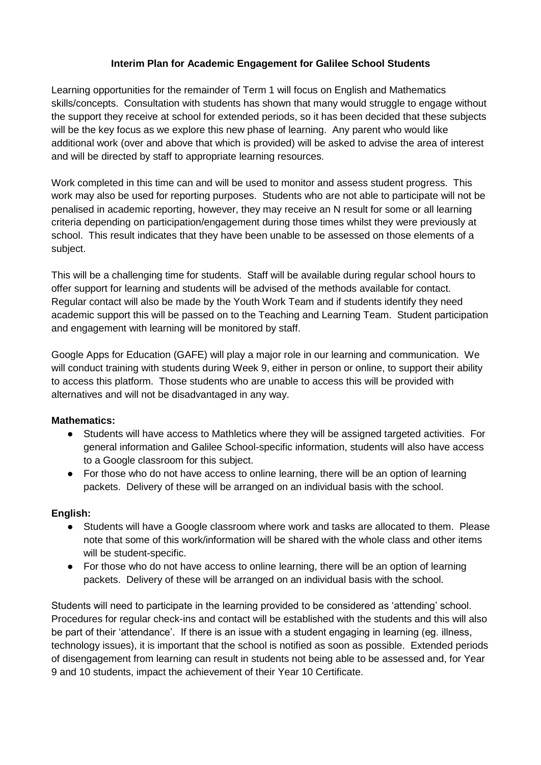# Interim Plan for Academic Engagement for Galilee School Students

Learning opportunities for the remainder of Term 1 will focus on English and Mathematics skills/concepts. Consultation with students has shown that many would struggle to engage without the support they receive at school for extended periods, so it has been decided that these subjects will be the key focus as we explore this new phase of learning. Any parent who would like additional work (over and above that which is provided) will be asked to advise the area of interest and will be directed by staff to appropriate learning resources.

Work completed in this time can and will be used to monitor and assess student progress. This work may also be used for reporting purposes. Students who are not able to participate will not be penalised in academic reporting, however, they may receive an N result for some or all learning criteria depending on participation/engagement during those times whilst they were previously at school. This result indicates that they have been unable to be assessed on those elements of a subject.

This will be a challenging time for students. Staff will be available during regular school hours to offer support for learning and students will be advised of the methods available for contact. Regular contact will also be made by the Youth Work Team and if students identify they need academic support this will be passed on to the Teaching and Learning Team. Student participation and engagement with learning will be monitored by staff.

Google Apps for Education (GAFE) will play a major role in our learning and communication. We will conduct training with students during Week 9, either in person or online, to support their ability to access this platform. Those students who are unable to access this will be provided with alternatives and will not be disadvantaged in any way.

**Mathematics:**

- Students will have access to Mathletics where they will be assigned targeted activities. For general information and Galilee School-specific information, students will also have access to a Google classroom for this subject.
- For those who do not have access to online learning, there will be an option of learning packets. Delivery of these will be arranged on an individual basis with the school.

**English:**

- Students will have a Google classroom where work and tasks are allocated to them. Please note that some of this work/information will be shared with the whole class and other items will be student-specific.
- For those who do not have access to online learning, there will be an option of learning packets. Delivery of these will be arranged on an individual basis with the school.

Students will need to participate in the learning provided to be considered as 'attending' school. Procedures for regular check-ins and contact will be established with the students and this will also be part of their 'attendance'. If there is an issue with a student engaging in learning (eg. illness, technology issues), it is important that the school is notified as soon as possible. Extended periods of disengagement from learning can result in students not being able to be assessed and, for Year 9 and 10 students, impact the achievement of their Year 10 Certificate.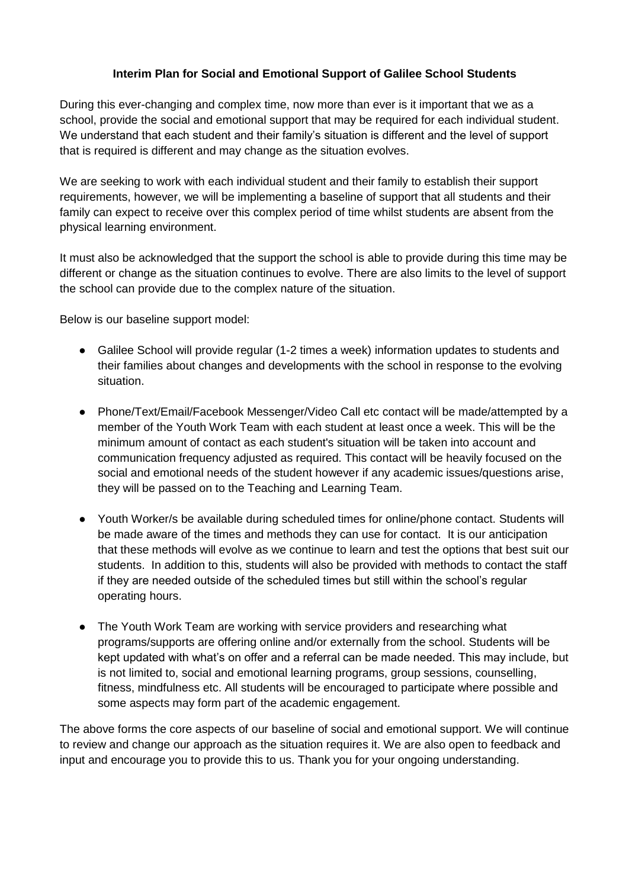**Interim Plan for Social and Emotional Support of Galilee School Students**

During this ever-changing and complex time, now more than ever is it important that we as a school, provide the social and emotional support that may be required for each individual student. We understand that each student and their family's situation is different and the level of support that is required is different and may change as the situation evolves.

We are seeking to work with each individual student and their family to establish their support requirements, however, we will be implementing a baseline of support that all students and their family can expect to receive over this complex period of time whilst students are absent from the physical learning environment.

It must also be acknowledged that the support the school is able to provide during this time may be different or change as the situation continues to evolve. There are also limits to the level of support the school can provide due to the complex nature of the situation.

Below is our baseline support model:

- Galilee School will provide regular (1-2 times a week) information updates to students and their families about changes and developments with the school in response to the evolving situation.

- Phone/Text/Email/Facebook Messenger/Video Call etc contact will be made/attempted by a member of the Youth Work Team with each student at least once a week. This will be the minimum amount of contact as each student's situation will be taken into account and communication frequency adjusted as required. This contact will be heavily focused on the social and emotional needs of the student however if any academic issues/questions arise, they will be passed on to the Teaching and Learning Team.

- Youth Worker/s be available during scheduled times for online/phone contact. Students will be made aware of the times and methods they can use for contact. It is our anticipation that these methods will evolve as we continue to learn and test the options that best suit our students. In addition to this, students will also be provided with methods to contact the staff if they are needed outside of the scheduled times but still within the school's regular operating hours.

- The Youth Work Team are working with service providers and researching what programs/supports are offering online and/or externally from the school. Students will be kept updated with what's on offer and a referral can be made needed. This may include, but is not limited to, social and emotional learning programs, group sessions, counselling, fitness, mindfulness etc. All students will be encouraged to participate where possible and some aspects may form part of the academic engagement.

The above forms the core aspects of our baseline of social and emotional support. We will continue to review and change our approach as the situation requires it. We are also open to feedback and input and encourage you to provide this to us. Thank you for your ongoing understanding.